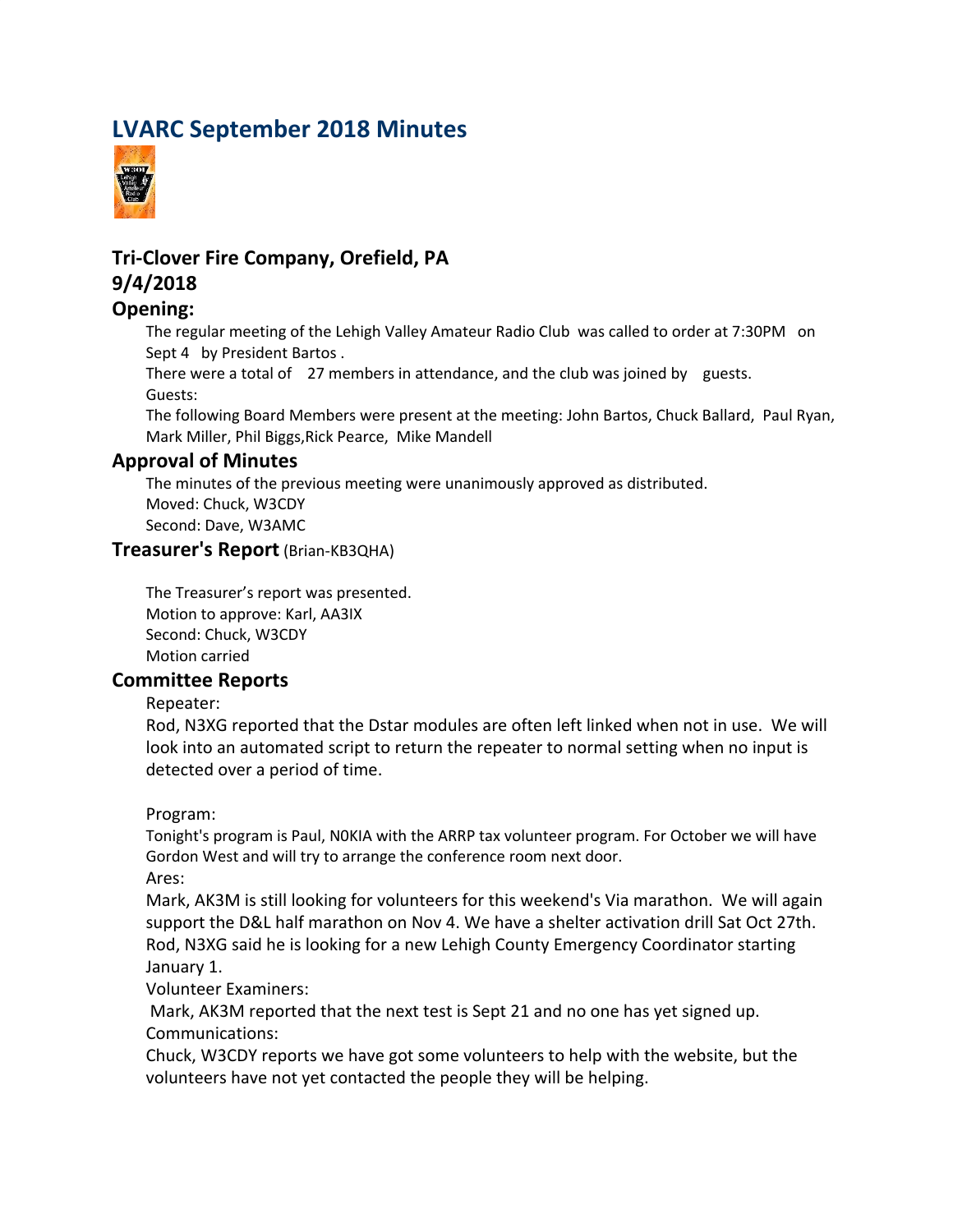# LVARC September 2018 Minutes

## Tri-Clover Fire Company, Orefield, PA

## 9/4/2018

## Opening:

The regular meeting of the Lehigh Valley Amateur Radio Club was called to order at 7:30PM on Sept 4 by President Bartos .

There were a total of 27 members in attendance, and the club was joined by guests.

Guests:

The following Board Members were present at the meeting: John Bartos, Chuck Ballard, Paul Ryan, Mark Miller, Phil Biggs,Rick Pearce, Mike Mandell

## Approval of Minutes

The minutes of the previous meeting were unanimously approved as distributed.
Moved: Chuck, W3CDY
Second: Dave, W3AMC

## Treasurer's Report (Brian-KB3QHA)

The Treasurer's report was presented.
Motion to approve: Karl, AA3IX
Second: Chuck, W3CDY
Motion carried

## Committee Reports

Repeater:

Rod, N3XG reported that the Dstar modules are often left linked when not in use. We will look into an automated script to return the repeater to normal setting when no input is detected over a period of time.

Program:

Tonight's program is Paul, N0KIA with the ARRP tax volunteer program. For October we will have Gordon West and will try to arrange the conference room next door.

Ares:

Mark, AK3M is still looking for volunteers for this weekend's Via marathon. We will again support the D&L half marathon on Nov 4. We have a shelter activation drill Sat Oct 27th. Rod, N3XG said he is looking for a new Lehigh County Emergency Coordinator starting January 1.

Volunteer Examiners:

Mark, AK3M reported that the next test is Sept 21 and no one has yet signed up.

Communications:

Chuck, W3CDY reports we have got some volunteers to help with the website, but the volunteers have not yet contacted the people they will be helping.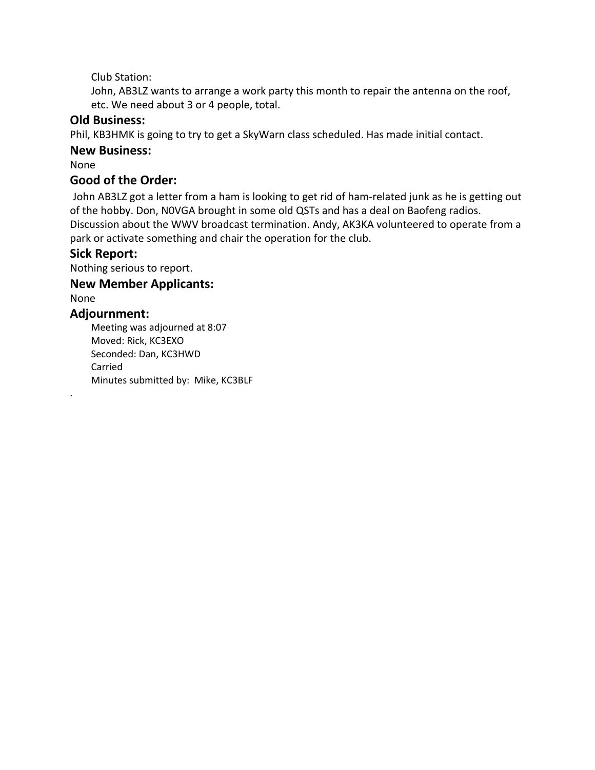Club Station:

John, AB3LZ wants to arrange a work party this month to repair the antenna on the roof, etc. We need about 3 or 4 people, total.

### Old Business:

Phil, KB3HMK is going to try to get a SkyWarn class scheduled. Has made initial contact.

### New Business:

None

### Good of the Order:

John AB3LZ got a letter from a ham is looking to get rid of ham-related junk as he is getting out of the hobby. Don, N0VGA brought in some old QSTs and has a deal on Baofeng radios. Discussion about the WWV broadcast termination. Andy, AK3KA volunteered to operate from a park or activate something and chair the operation for the club.

### Sick Report:

Nothing serious to report.

### New Member Applicants:

None

### Adjournment:

Meeting was adjourned at 8:07
Moved: Rick, KC3EXO
Seconded: Dan, KC3HWD
Carried
Minutes submitted by: Mike, KC3BLF

.